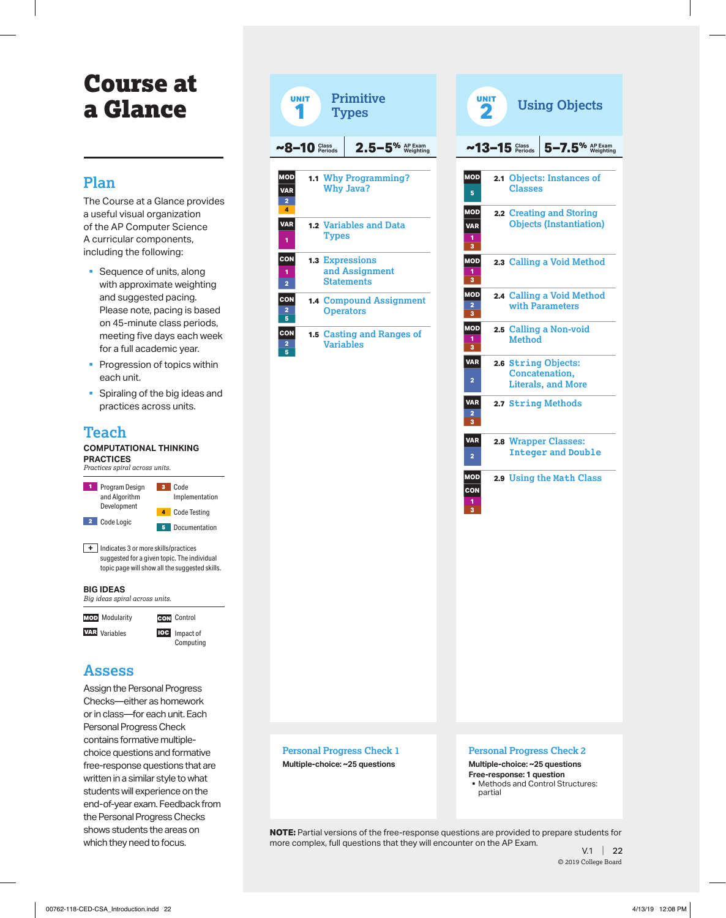# Course at a Glance

## Plan

The Course at a Glance provides a useful visual organization of the AP Computer Science A curricular components, including the following:

- Sequence of units, along with approximate weighting and suggested pacing. Please note, pacing is based on 45-minute class periods, meeting five days each week for a full academic year.
- Progression of topics within each unit.
- Spiraling of the big ideas and practices across units.

## Teach

**COMPUTATIONAL THINKING PRACTICES**

*Practices spiral across units.*

- **1** Program Design and Algorithm Development
- **2** Code Logic
- **3** Code Implementation
- **4** Code Testing
- **5** Documentation

**+** Indicates 3 or more skills/practices suggested for a given topic. The individual topic page will show all the suggested skills.

**BIG IDEAS**

*Big ideas spiral across units.*

- **MOD** Modularity
- **VAR** Variables
- **CON** Control
- **IOC** Impact of Computing

## Assess

Assign the Personal Progress Checks—either as homework or in class—for each unit. Each Personal Progress Check contains formative multiple-choice questions and formative free-response questions that are written in a similar style to what students will experience on the end-of-year exam. Feedback from the Personal Progress Checks shows students the areas on which they need to focus.

## UNIT 1 Primitive Types

~8–10 Class Periods | 2.5–5% AP Exam Weighting

| Big Ideas | Practices | Topic |
|---|---|---|
| MOD, VAR | 2, 4 | 1.1 Why Programming? Why Java? |
| VAR | 1 | 1.2 Variables and Data Types |
| CON | 1, 2 | 1.3 Expressions and Assignment Statements |
| CON | 2, 5 | 1.4 Compound Assignment Operators |
| CON | 2, 5 | 1.5 Casting and Ranges of Variables |

**Personal Progress Check 1**

**Multiple-choice: ~25 questions**

## UNIT 2 Using Objects

~13–15 Class Periods | 5–7.5% AP Exam Weighting

| Big Ideas | Practices | Topic |
|---|---|---|
| MOD | 5 | 2.1 Objects: Instances of Classes |
| MOD, VAR | 1, 3 | 2.2 Creating and Storing Objects (Instantiation) |
| MOD | 1, 3 | 2.3 Calling a Void Method |
| MOD | 2, 3 | 2.4 Calling a Void Method with Parameters |
| MOD | 1, 3 | 2.5 Calling a Non-void Method |
| VAR | 2 | 2.6 `String` Objects: Concatenation, Literals, and More |
| VAR | 2, 3 | 2.7 `String` Methods |
| VAR | 2 | 2.8 Wrapper Classes: `Integer` and `Double` |
| MOD, CON | 1, 3 | 2.9 Using the `Math` Class |

**Personal Progress Check 2**

**Multiple-choice: ~25 questions**

**Free-response: 1 question**

- Methods and Control Structures: partial

**NOTE:** Partial versions of the free-response questions are provided to prepare students for more complex, full questions that they will encounter on the AP Exam.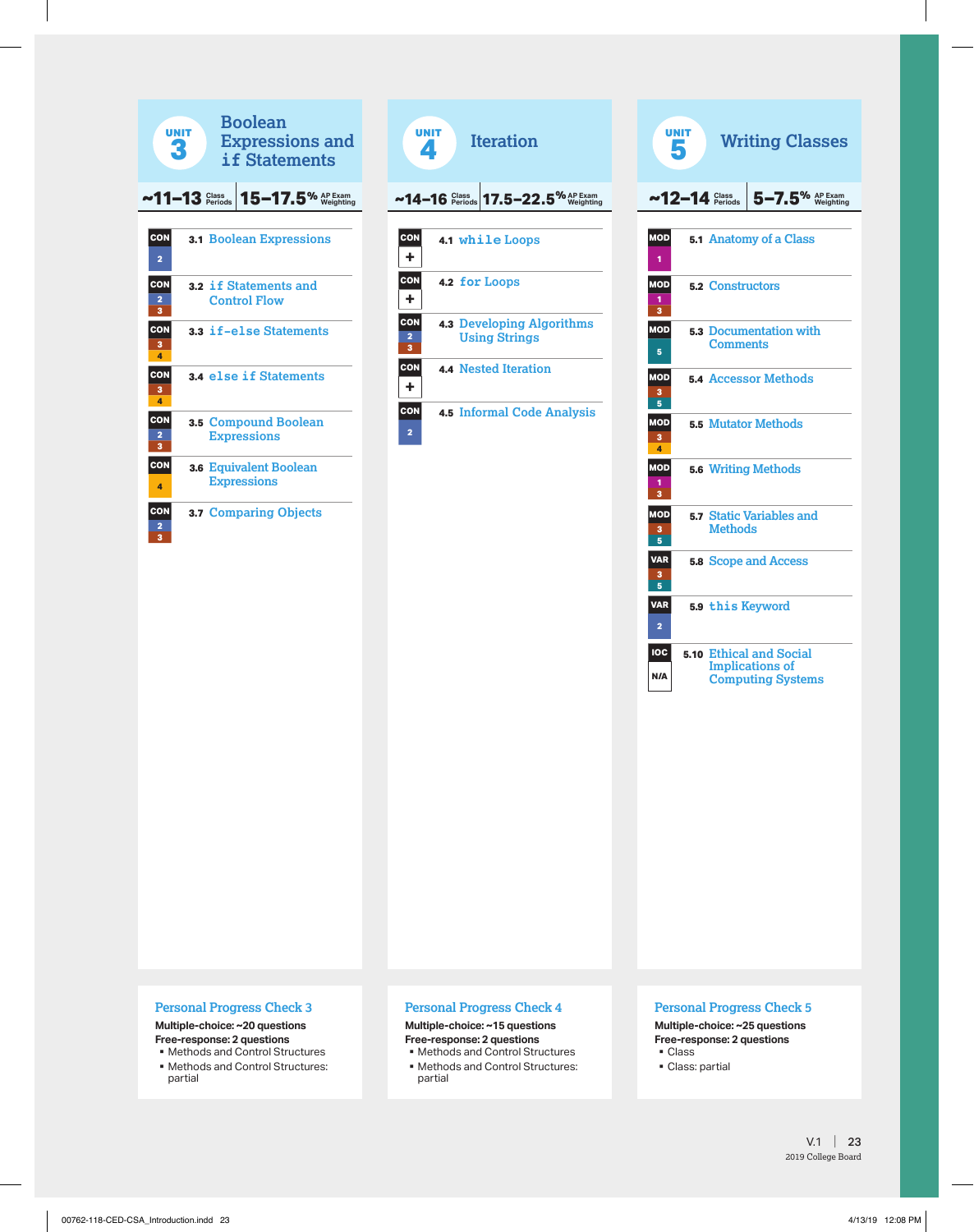## UNIT 3 Boolean Expressions and `if` Statements

**~11–13** Class Periods | **15–17.5%** AP Exam Weighting

| | | |
|---|---|---|
| CON 2 | 3.1 | Boolean Expressions |
| CON 2 3 | 3.2 | `if` Statements and Control Flow |
| CON 3 4 | 3.3 | `if-else` Statements |
| CON 3 4 | 3.4 | `else if` Statements |
| CON 2 3 | 3.5 | Compound Boolean Expressions |
| CON 4 | 3.6 | Equivalent Boolean Expressions |
| CON 2 3 | 3.7 | Comparing Objects |

### Personal Progress Check 3

**Multiple-choice: ~20 questions**
**Free-response: 2 questions**
- Methods and Control Structures
- Methods and Control Structures: partial

## UNIT 4 Iteration

**~14–16** Class Periods | **17.5–22.5%** AP Exam Weighting

| | | |
|---|---|---|
| CON + | 4.1 | `while` Loops |
| CON + | 4.2 | `for` Loops |
| CON 2 3 | 4.3 | Developing Algorithms Using Strings |
| CON + | 4.4 | Nested Iteration |
| CON 2 | 4.5 | Informal Code Analysis |

### Personal Progress Check 4

**Multiple-choice: ~15 questions**
**Free-response: 2 questions**
- Methods and Control Structures
- Methods and Control Structures: partial

## UNIT 5 Writing Classes

**~12–14** Class Periods | **5–7.5%** AP Exam Weighting

| | | |
|---|---|---|
| MOD 1 | 5.1 | Anatomy of a Class |
| MOD 1 3 | 5.2 | Constructors |
| MOD 5 | 5.3 | Documentation with Comments |
| MOD 3 5 | 5.4 | Accessor Methods |
| MOD 3 4 | 5.5 | Mutator Methods |
| MOD 1 3 | 5.6 | Writing Methods |
| MOD 3 5 | 5.7 | Static Variables and Methods |
| VAR 3 5 | 5.8 | Scope and Access |
| VAR 2 | 5.9 | `this` Keyword |
| IOC N/A | 5.10 | Ethical and Social Implications of Computing Systems |

### Personal Progress Check 5

**Multiple-choice: ~25 questions**
**Free-response: 2 questions**
- Class
- Class: partial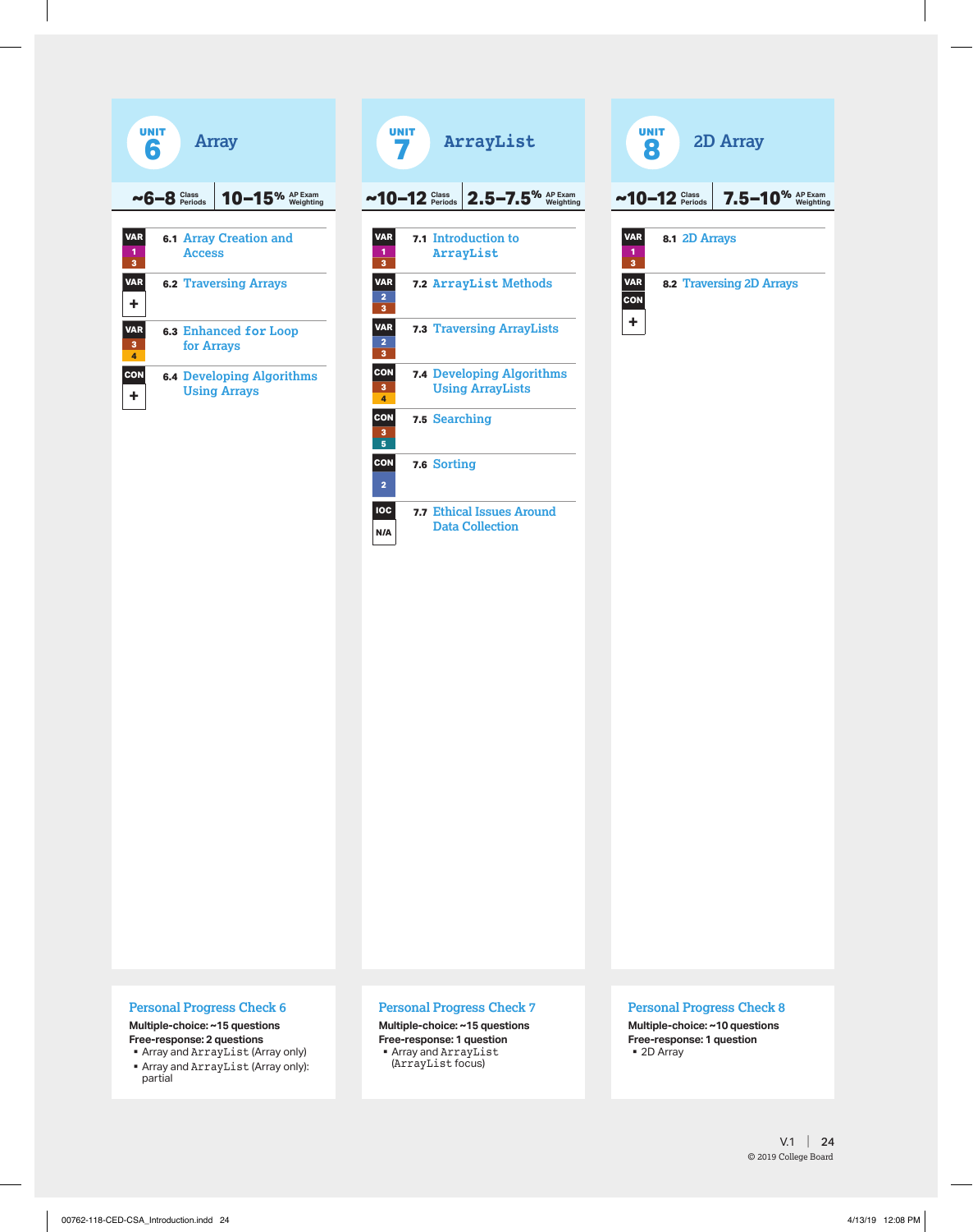## UNIT 6 Array

~6–8 Class Periods | 10–15% AP Exam Weighting

| | |
|---|---|
| VAR 1 3 | **6.1** Array Creation and Access |
| VAR + | **6.2** Traversing Arrays |
| VAR 3 4 | **6.3** Enhanced for Loop for Arrays |
| CON + | **6.4** Developing Algorithms Using Arrays |

### Personal Progress Check 6

**Multiple-choice: ~15 questions**
**Free-response: 2 questions**
- Array and `ArrayList` (Array only)
- Array and `ArrayList` (Array only): partial

## UNIT 7 ArrayList

~10–12 Class Periods | 2.5–7.5% AP Exam Weighting

| | |
|---|---|
| VAR 1 3 | **7.1** Introduction to `ArrayList` |
| VAR 2 3 | **7.2** `ArrayList` Methods |
| VAR 2 3 | **7.3** Traversing ArrayLists |
| CON 3 4 | **7.4** Developing Algorithms Using ArrayLists |
| CON 3 5 | **7.5** Searching |
| CON 2 | **7.6** Sorting |
| IOC N/A | **7.7** Ethical Issues Around Data Collection |

### Personal Progress Check 7

**Multiple-choice: ~15 questions**
**Free-response: 1 question**
- Array and `ArrayList` (`ArrayList` focus)

## UNIT 8 2D Array

~10–12 Class Periods | 7.5–10% AP Exam Weighting

| | |
|---|---|
| VAR 1 3 | **8.1** 2D Arrays |
| VAR CON + | **8.2** Traversing 2D Arrays |

### Personal Progress Check 8

**Multiple-choice: ~10 questions**
**Free-response: 1 question**
- 2D Array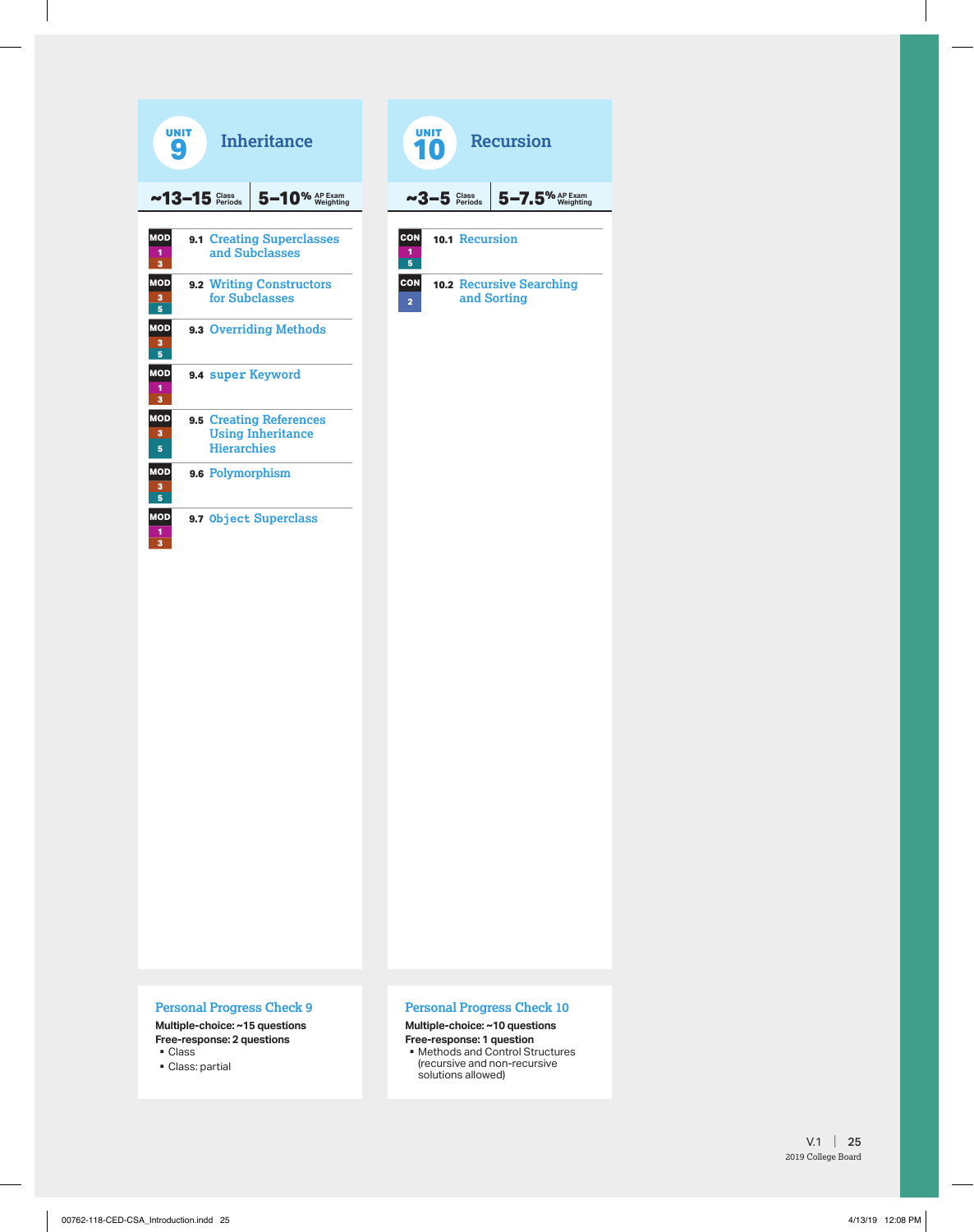## UNIT 9 Inheritance

~13–15 Class Periods | 5–10% AP Exam Weighting

| | | |
|---|---|---|
| MOD 1 3 | 9.1 | Creating Superclasses and Subclasses |
| MOD 3 5 | 9.2 | Writing Constructors for Subclasses |
| MOD 3 5 | 9.3 | Overriding Methods |
| MOD 1 3 | 9.4 | `super` Keyword |
| MOD 3 5 | 9.5 | Creating References Using Inheritance Hierarchies |
| MOD 3 5 | 9.6 | Polymorphism |
| MOD 1 3 | 9.7 | `Object` Superclass |

### Personal Progress Check 9

**Multiple-choice: ~15 questions**
**Free-response: 2 questions**

- Class
- Class: partial

## UNIT 10 Recursion

~3–5 Class Periods | 5–7.5% AP Exam Weighting

| | | |
|---|---|---|
| CON 1 5 | 10.1 | Recursion |
| CON 2 | 10.2 | Recursive Searching and Sorting |

### Personal Progress Check 10

**Multiple-choice: ~10 questions**
**Free-response: 1 question**

- Methods and Control Structures (recursive and non-recursive solutions allowed)